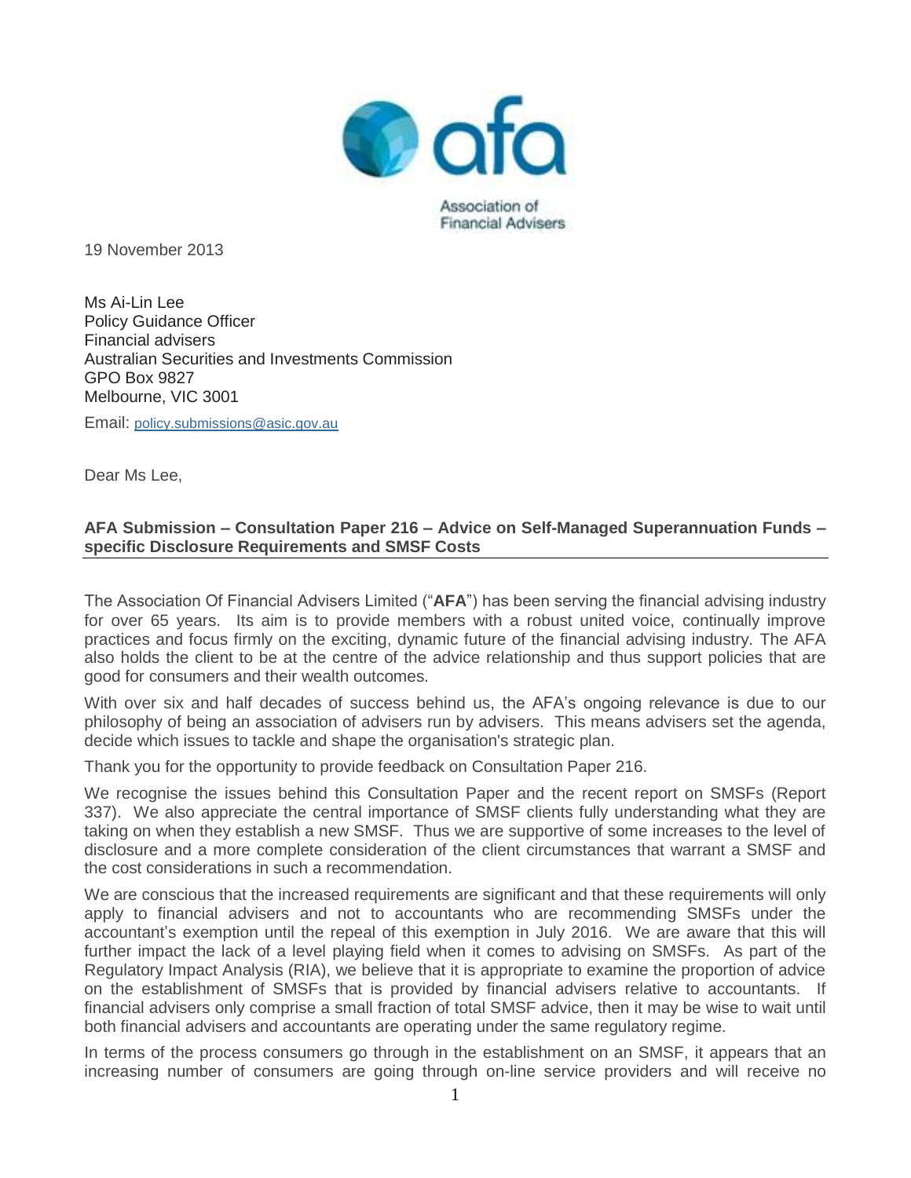Association of Financial Advisers

19 November 2013

Ms Ai-Lin Lee
Policy Guidance Officer
Financial advisers
Australian Securities and Investments Commission
GPO Box 9827
Melbourne, VIC 3001

Email: policy.submissions@asic.gov.au

Dear Ms Lee,

**AFA Submission – Consultation Paper 216 – Advice on Self-Managed Superannuation Funds – specific Disclosure Requirements and SMSF Costs**

The Association Of Financial Advisers Limited ("**AFA**") has been serving the financial advising industry for over 65 years. Its aim is to provide members with a robust united voice, continually improve practices and focus firmly on the exciting, dynamic future of the financial advising industry. The AFA also holds the client to be at the centre of the advice relationship and thus support policies that are good for consumers and their wealth outcomes.

With over six and half decades of success behind us, the AFA's ongoing relevance is due to our philosophy of being an association of advisers run by advisers. This means advisers set the agenda, decide which issues to tackle and shape the organisation's strategic plan.

Thank you for the opportunity to provide feedback on Consultation Paper 216.

We recognise the issues behind this Consultation Paper and the recent report on SMSFs (Report 337). We also appreciate the central importance of SMSF clients fully understanding what they are taking on when they establish a new SMSF. Thus we are supportive of some increases to the level of disclosure and a more complete consideration of the client circumstances that warrant a SMSF and the cost considerations in such a recommendation.

We are conscious that the increased requirements are significant and that these requirements will only apply to financial advisers and not to accountants who are recommending SMSFs under the accountant's exemption until the repeal of this exemption in July 2016. We are aware that this will further impact the lack of a level playing field when it comes to advising on SMSFs. As part of the Regulatory Impact Analysis (RIA), we believe that it is appropriate to examine the proportion of advice on the establishment of SMSFs that is provided by financial advisers relative to accountants. If financial advisers only comprise a small fraction of total SMSF advice, then it may be wise to wait until both financial advisers and accountants are operating under the same regulatory regime.

In terms of the process consumers go through in the establishment on an SMSF, it appears that an increasing number of consumers are going through on-line service providers and will receive no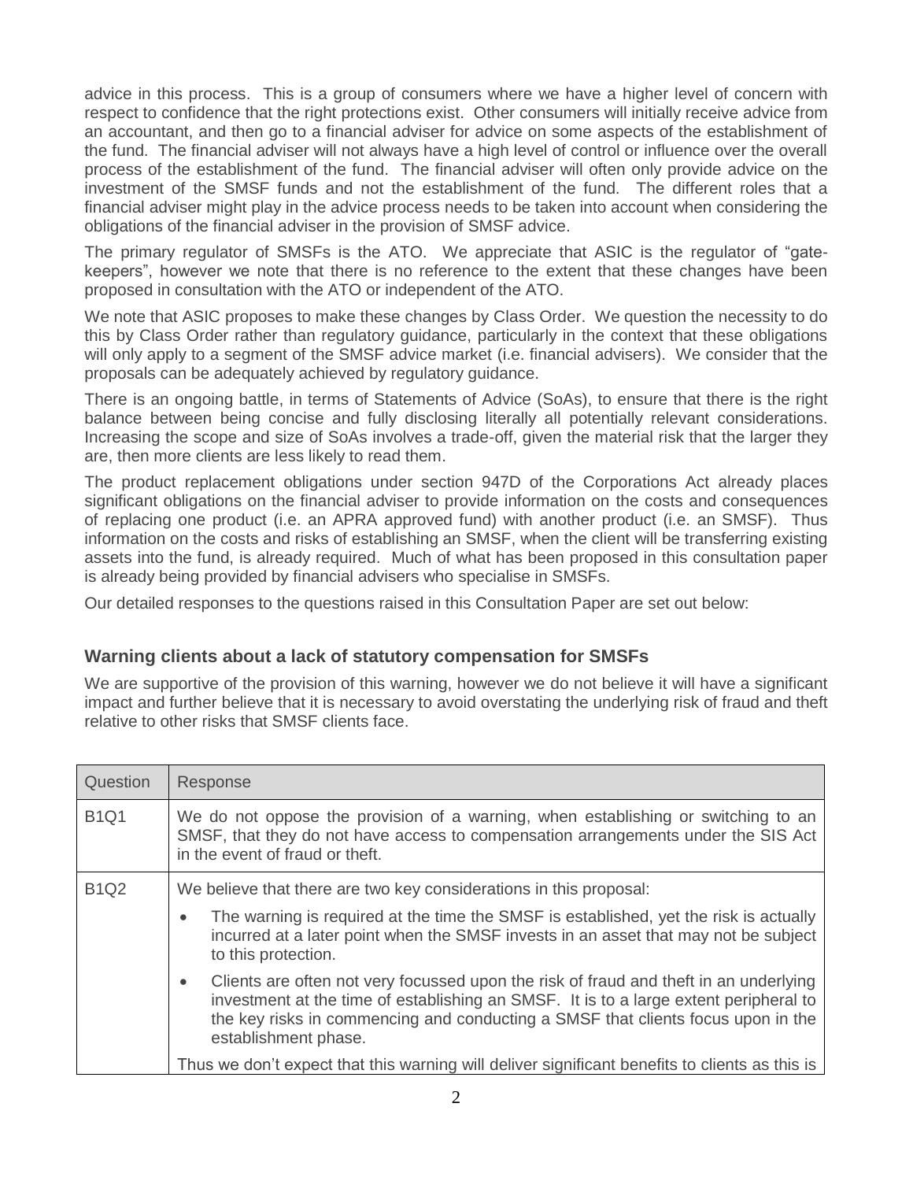advice in this process. This is a group of consumers where we have a higher level of concern with respect to confidence that the right protections exist. Other consumers will initially receive advice from an accountant, and then go to a financial adviser for advice on some aspects of the establishment of the fund. The financial adviser will not always have a high level of control or influence over the overall process of the establishment of the fund. The financial adviser will often only provide advice on the investment of the SMSF funds and not the establishment of the fund. The different roles that a financial adviser might play in the advice process needs to be taken into account when considering the obligations of the financial adviser in the provision of SMSF advice.

The primary regulator of SMSFs is the ATO. We appreciate that ASIC is the regulator of "gate-keepers", however we note that there is no reference to the extent that these changes have been proposed in consultation with the ATO or independent of the ATO.

We note that ASIC proposes to make these changes by Class Order. We question the necessity to do this by Class Order rather than regulatory guidance, particularly in the context that these obligations will only apply to a segment of the SMSF advice market (i.e. financial advisers). We consider that the proposals can be adequately achieved by regulatory guidance.

There is an ongoing battle, in terms of Statements of Advice (SoAs), to ensure that there is the right balance between being concise and fully disclosing literally all potentially relevant considerations. Increasing the scope and size of SoAs involves a trade-off, given the material risk that the larger they are, then more clients are less likely to read them.

The product replacement obligations under section 947D of the Corporations Act already places significant obligations on the financial adviser to provide information on the costs and consequences of replacing one product (i.e. an APRA approved fund) with another product (i.e. an SMSF). Thus information on the costs and risks of establishing an SMSF, when the client will be transferring existing assets into the fund, is already required. Much of what has been proposed in this consultation paper is already being provided by financial advisers who specialise in SMSFs.

Our detailed responses to the questions raised in this Consultation Paper are set out below:

### Warning clients about a lack of statutory compensation for SMSFs

We are supportive of the provision of this warning, however we do not believe it will have a significant impact and further believe that it is necessary to avoid overstating the underlying risk of fraud and theft relative to other risks that SMSF clients face.

| Question | Response |
|---|---|
| B1Q1 | We do not oppose the provision of a warning, when establishing or switching to an SMSF, that they do not have access to compensation arrangements under the SIS Act in the event of fraud or theft. |
| B1Q2 | We believe that there are two key considerations in this proposal:<br>• The warning is required at the time the SMSF is established, yet the risk is actually incurred at a later point when the SMSF invests in an asset that may not be subject to this protection.<br>• Clients are often not very focussed upon the risk of fraud and theft in an underlying investment at the time of establishing an SMSF. It is to a large extent peripheral to the key risks in commencing and conducting a SMSF that clients focus upon in the establishment phase.<br>Thus we don't expect that this warning will deliver significant benefits to clients as this is |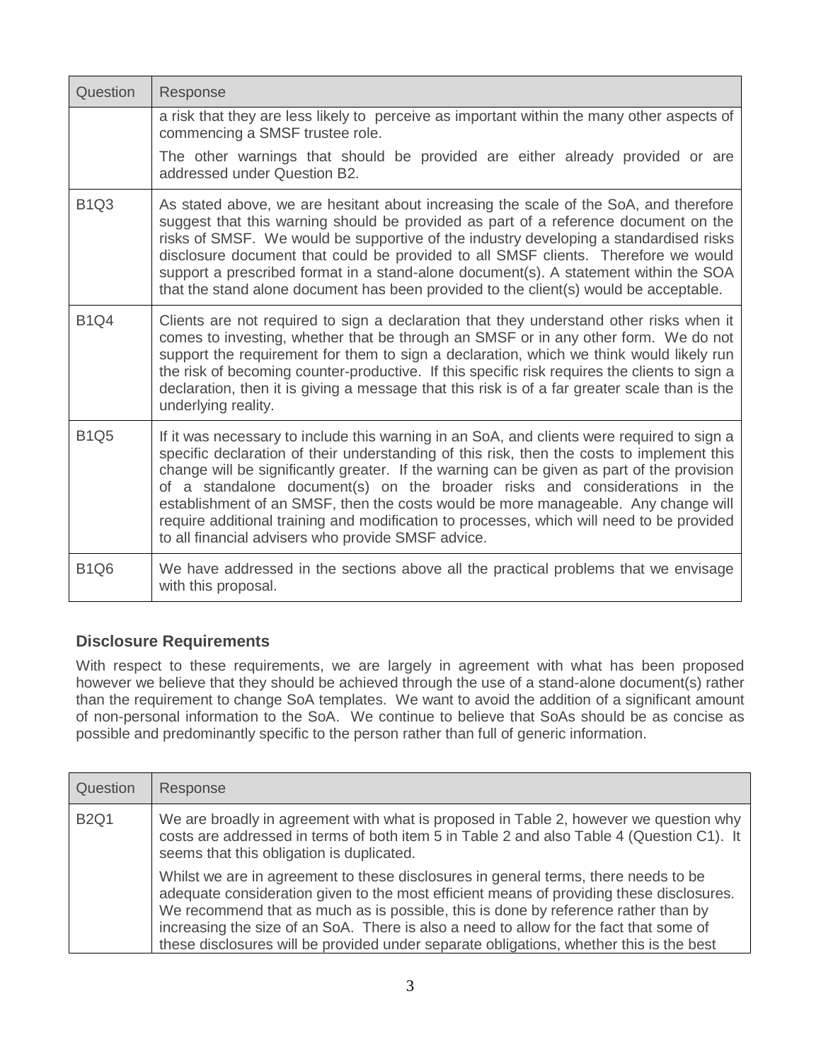| Question | Response |
|---|---|
| | a risk that they are less likely to perceive as important within the many other aspects of commencing a SMSF trustee role.<br><br>The other warnings that should be provided are either already provided or are addressed under Question B2. |
| B1Q3 | As stated above, we are hesitant about increasing the scale of the SoA, and therefore suggest that this warning should be provided as part of a reference document on the risks of SMSF. We would be supportive of the industry developing a standardised risks disclosure document that could be provided to all SMSF clients. Therefore we would support a prescribed format in a stand-alone document(s). A statement within the SOA that the stand alone document has been provided to the client(s) would be acceptable. |
| B1Q4 | Clients are not required to sign a declaration that they understand other risks when it comes to investing, whether that be through an SMSF or in any other form. We do not support the requirement for them to sign a declaration, which we think would likely run the risk of becoming counter-productive. If this specific risk requires the clients to sign a declaration, then it is giving a message that this risk is of a far greater scale than is the underlying reality. |
| B1Q5 | If it was necessary to include this warning in an SoA, and clients were required to sign a specific declaration of their understanding of this risk, then the costs to implement this change will be significantly greater. If the warning can be given as part of the provision of a standalone document(s) on the broader risks and considerations in the establishment of an SMSF, then the costs would be more manageable. Any change will require additional training and modification to processes, which will need to be provided to all financial advisers who provide SMSF advice. |
| B1Q6 | We have addressed in the sections above all the practical problems that we envisage with this proposal. |

### Disclosure Requirements

With respect to these requirements, we are largely in agreement with what has been proposed however we believe that they should be achieved through the use of a stand-alone document(s) rather than the requirement to change SoA templates. We want to avoid the addition of a significant amount of non-personal information to the SoA. We continue to believe that SoAs should be as concise as possible and predominantly specific to the person rather than full of generic information.

| Question | Response |
|---|---|
| B2Q1 | We are broadly in agreement with what is proposed in Table 2, however we question why costs are addressed in terms of both item 5 in Table 2 and also Table 4 (Question C1). It seems that this obligation is duplicated.<br><br>Whilst we are in agreement to these disclosures in general terms, there needs to be adequate consideration given to the most efficient means of providing these disclosures. We recommend that as much as is possible, this is done by reference rather than by increasing the size of an SoA. There is also a need to allow for the fact that some of these disclosures will be provided under separate obligations, whether this is the best |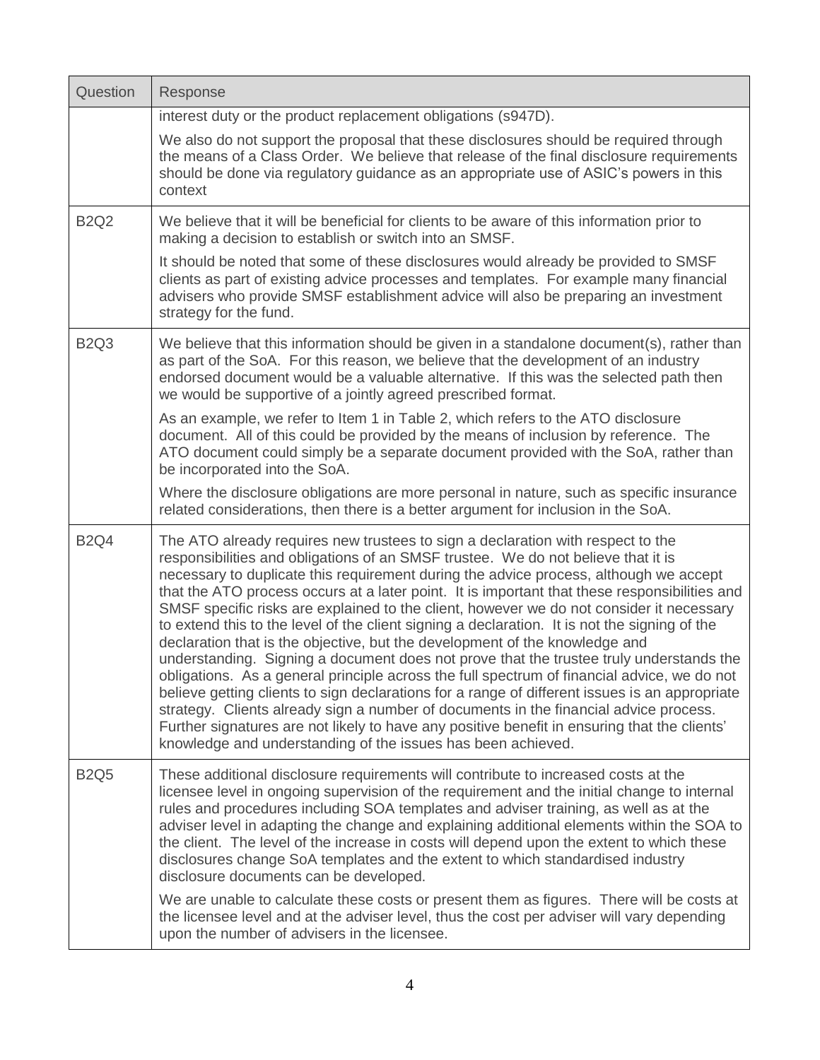| Question | Response |
|---|---|
| | interest duty or the product replacement obligations (s947D).<br><br>We also do not support the proposal that these disclosures should be required through the means of a Class Order. We believe that release of the final disclosure requirements should be done via regulatory guidance as an appropriate use of ASIC's powers in this context |
| B2Q2 | We believe that it will be beneficial for clients to be aware of this information prior to making a decision to establish or switch into an SMSF.<br><br>It should be noted that some of these disclosures would already be provided to SMSF clients as part of existing advice processes and templates. For example many financial advisers who provide SMSF establishment advice will also be preparing an investment strategy for the fund. |
| B2Q3 | We believe that this information should be given in a standalone document(s), rather than as part of the SoA. For this reason, we believe that the development of an industry endorsed document would be a valuable alternative. If this was the selected path then we would be supportive of a jointly agreed prescribed format.<br><br>As an example, we refer to Item 1 in Table 2, which refers to the ATO disclosure document. All of this could be provided by the means of inclusion by reference. The ATO document could simply be a separate document provided with the SoA, rather than be incorporated into the SoA.<br><br>Where the disclosure obligations are more personal in nature, such as specific insurance related considerations, then there is a better argument for inclusion in the SoA. |
| B2Q4 | The ATO already requires new trustees to sign a declaration with respect to the responsibilities and obligations of an SMSF trustee. We do not believe that it is necessary to duplicate this requirement during the advice process, although we accept that the ATO process occurs at a later point. It is important that these responsibilities and SMSF specific risks are explained to the client, however we do not consider it necessary to extend this to the level of the client signing a declaration. It is not the signing of the declaration that is the objective, but the development of the knowledge and understanding. Signing a document does not prove that the trustee truly understands the obligations. As a general principle across the full spectrum of financial advice, we do not believe getting clients to sign declarations for a range of different issues is an appropriate strategy. Clients already sign a number of documents in the financial advice process. Further signatures are not likely to have any positive benefit in ensuring that the clients' knowledge and understanding of the issues has been achieved. |
| B2Q5 | These additional disclosure requirements will contribute to increased costs at the licensee level in ongoing supervision of the requirement and the initial change to internal rules and procedures including SOA templates and adviser training, as well as at the adviser level in adapting the change and explaining additional elements within the SOA to the client. The level of the increase in costs will depend upon the extent to which these disclosures change SoA templates and the extent to which standardised industry disclosure documents can be developed.<br><br>We are unable to calculate these costs or present them as figures. There will be costs at the licensee level and at the adviser level, thus the cost per adviser will vary depending upon the number of advisers in the licensee. |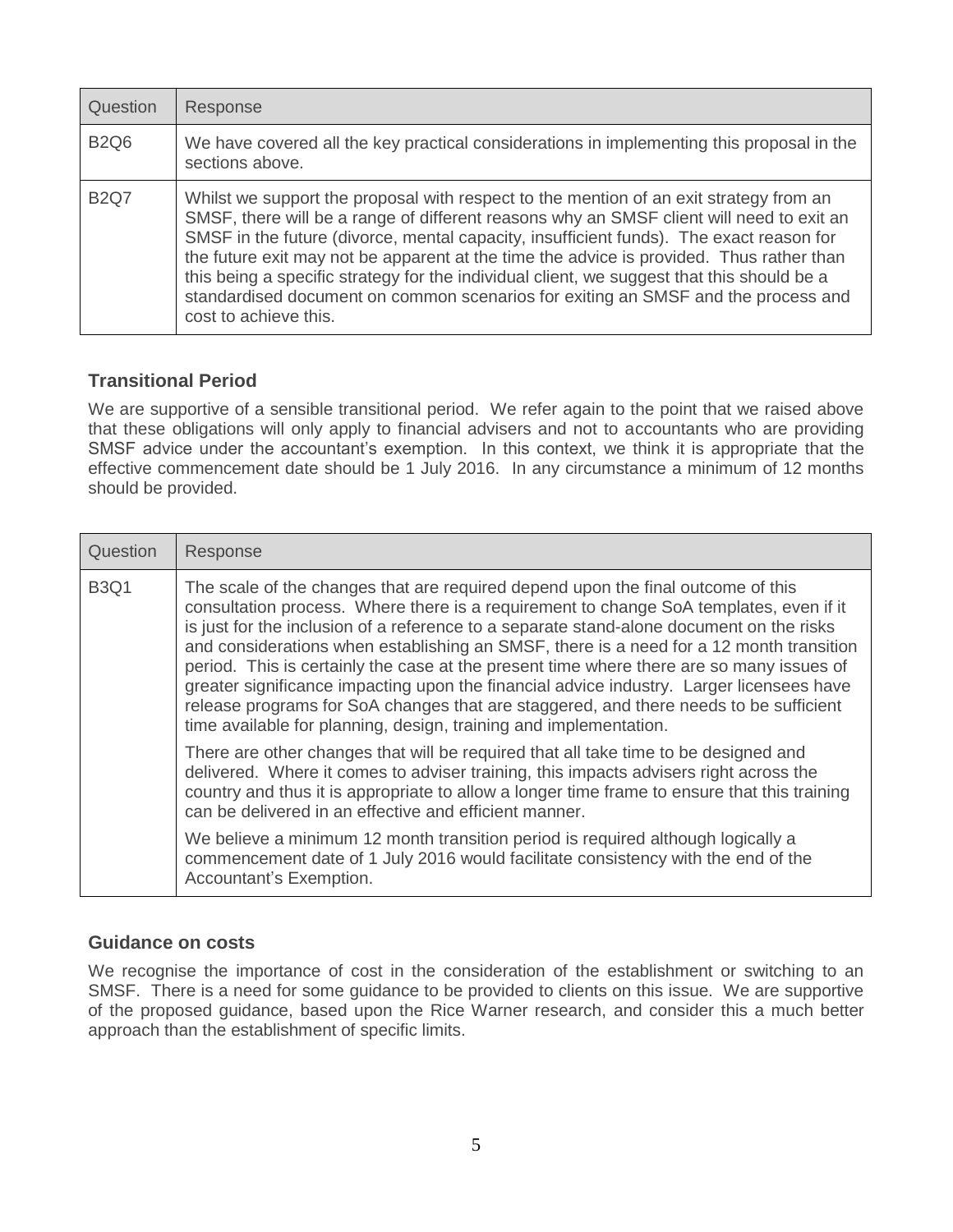| Question | Response |
| --- | --- |
| B2Q6 | We have covered all the key practical considerations in implementing this proposal in the sections above. |
| B2Q7 | Whilst we support the proposal with respect to the mention of an exit strategy from an SMSF, there will be a range of different reasons why an SMSF client will need to exit an SMSF in the future (divorce, mental capacity, insufficient funds). The exact reason for the future exit may not be apparent at the time the advice is provided. Thus rather than this being a specific strategy for the individual client, we suggest that this should be a standardised document on common scenarios for exiting an SMSF and the process and cost to achieve this. |

### Transitional Period

We are supportive of a sensible transitional period. We refer again to the point that we raised above that these obligations will only apply to financial advisers and not to accountants who are providing SMSF advice under the accountant's exemption. In this context, we think it is appropriate that the effective commencement date should be 1 July 2016. In any circumstance a minimum of 12 months should be provided.

| Question | Response |
| --- | --- |
| B3Q1 | The scale of the changes that are required depend upon the final outcome of this consultation process. Where there is a requirement to change SoA templates, even if it is just for the inclusion of a reference to a separate stand-alone document on the risks and considerations when establishing an SMSF, there is a need for a 12 month transition period. This is certainly the case at the present time where there are so many issues of greater significance impacting upon the financial advice industry. Larger licensees have release programs for SoA changes that are staggered, and there needs to be sufficient time available for planning, design, training and implementation.<br><br>There are other changes that will be required that all take time to be designed and delivered. Where it comes to adviser training, this impacts advisers right across the country and thus it is appropriate to allow a longer time frame to ensure that this training can be delivered in an effective and efficient manner.<br><br>We believe a minimum 12 month transition period is required although logically a commencement date of 1 July 2016 would facilitate consistency with the end of the Accountant's Exemption. |

### Guidance on costs

We recognise the importance of cost in the consideration of the establishment or switching to an SMSF. There is a need for some guidance to be provided to clients on this issue. We are supportive of the proposed guidance, based upon the Rice Warner research, and consider this a much better approach than the establishment of specific limits.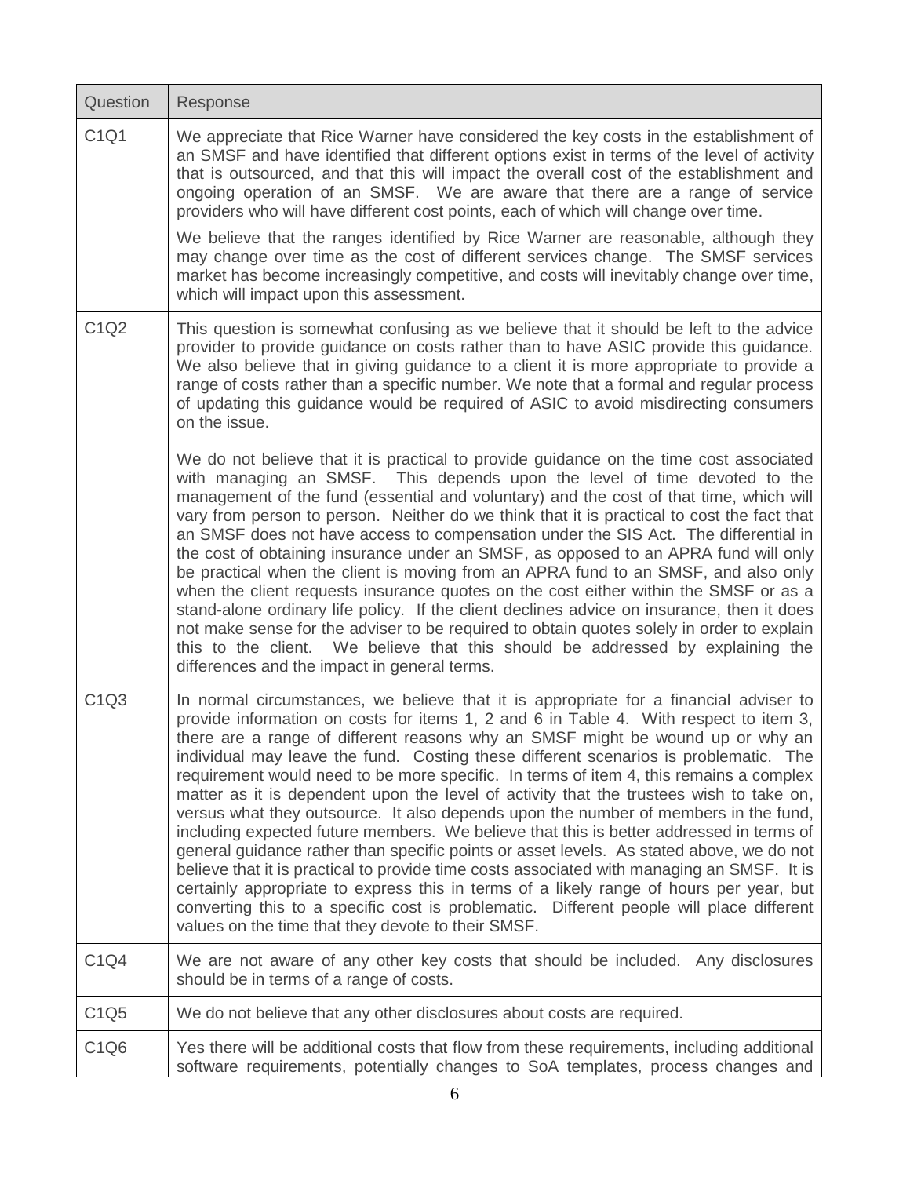| Question | Response |
| --- | --- |
| C1Q1 | We appreciate that Rice Warner have considered the key costs in the establishment of an SMSF and have identified that different options exist in terms of the level of activity that is outsourced, and that this will impact the overall cost of the establishment and ongoing operation of an SMSF. We are aware that there are a range of service providers who will have different cost points, each of which will change over time.<br><br>We believe that the ranges identified by Rice Warner are reasonable, although they may change over time as the cost of different services change. The SMSF services market has become increasingly competitive, and costs will inevitably change over time, which will impact upon this assessment. |
| C1Q2 | This question is somewhat confusing as we believe that it should be left to the advice provider to provide guidance on costs rather than to have ASIC provide this guidance. We also believe that in giving guidance to a client it is more appropriate to provide a range of costs rather than a specific number. We note that a formal and regular process of updating this guidance would be required of ASIC to avoid misdirecting consumers on the issue.<br><br>We do not believe that it is practical to provide guidance on the time cost associated with managing an SMSF. This depends upon the level of time devoted to the management of the fund (essential and voluntary) and the cost of that time, which will vary from person to person. Neither do we think that it is practical to cost the fact that an SMSF does not have access to compensation under the SIS Act. The differential in the cost of obtaining insurance under an SMSF, as opposed to an APRA fund will only be practical when the client is moving from an APRA fund to an SMSF, and also only when the client requests insurance quotes on the cost either within the SMSF or as a stand-alone ordinary life policy. If the client declines advice on insurance, then it does not make sense for the adviser to be required to obtain quotes solely in order to explain this to the client. We believe that this should be addressed by explaining the differences and the impact in general terms. |
| C1Q3 | In normal circumstances, we believe that it is appropriate for a financial adviser to provide information on costs for items 1, 2 and 6 in Table 4. With respect to item 3, there are a range of different reasons why an SMSF might be wound up or why an individual may leave the fund. Costing these different scenarios is problematic. The requirement would need to be more specific. In terms of item 4, this remains a complex matter as it is dependent upon the level of activity that the trustees wish to take on, versus what they outsource. It also depends upon the number of members in the fund, including expected future members. We believe that this is better addressed in terms of general guidance rather than specific points or asset levels. As stated above, we do not believe that it is practical to provide time costs associated with managing an SMSF. It is certainly appropriate to express this in terms of a likely range of hours per year, but converting this to a specific cost is problematic. Different people will place different values on the time that they devote to their SMSF. |
| C1Q4 | We are not aware of any other key costs that should be included. Any disclosures should be in terms of a range of costs. |
| C1Q5 | We do not believe that any other disclosures about costs are required. |
| C1Q6 | Yes there will be additional costs that flow from these requirements, including additional software requirements, potentially changes to SoA templates, process changes and |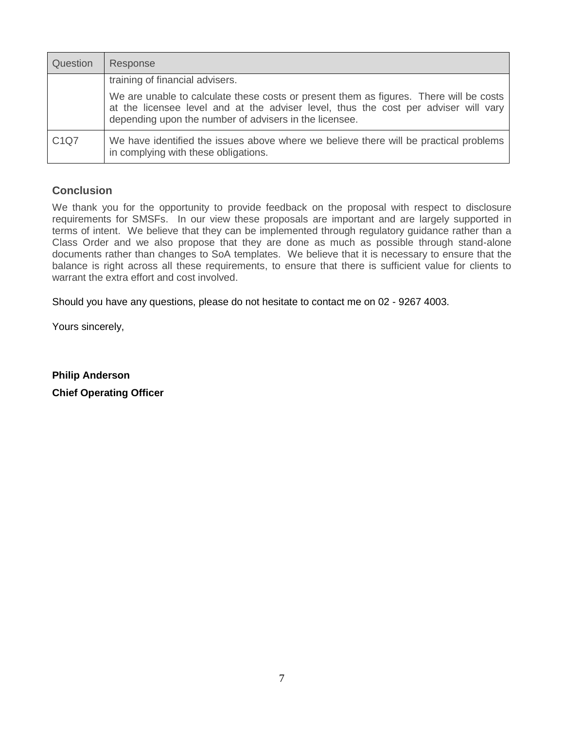| Question | Response |
| --- | --- |
| | training of financial advisers.<br><br>We are unable to calculate these costs or present them as figures. There will be costs at the licensee level and at the adviser level, thus the cost per adviser will vary depending upon the number of advisers in the licensee. |
| C1Q7 | We have identified the issues above where we believe there will be practical problems in complying with these obligations. |

## Conclusion

We thank you for the opportunity to provide feedback on the proposal with respect to disclosure requirements for SMSFs. In our view these proposals are important and are largely supported in terms of intent. We believe that they can be implemented through regulatory guidance rather than a Class Order and we also propose that they are done as much as possible through stand-alone documents rather than changes to SoA templates. We believe that it is necessary to ensure that the balance is right across all these requirements, to ensure that there is sufficient value for clients to warrant the extra effort and cost involved.

Should you have any questions, please do not hesitate to contact me on 02 - 9267 4003.

Yours sincerely,

**Philip Anderson**

**Chief Operating Officer**